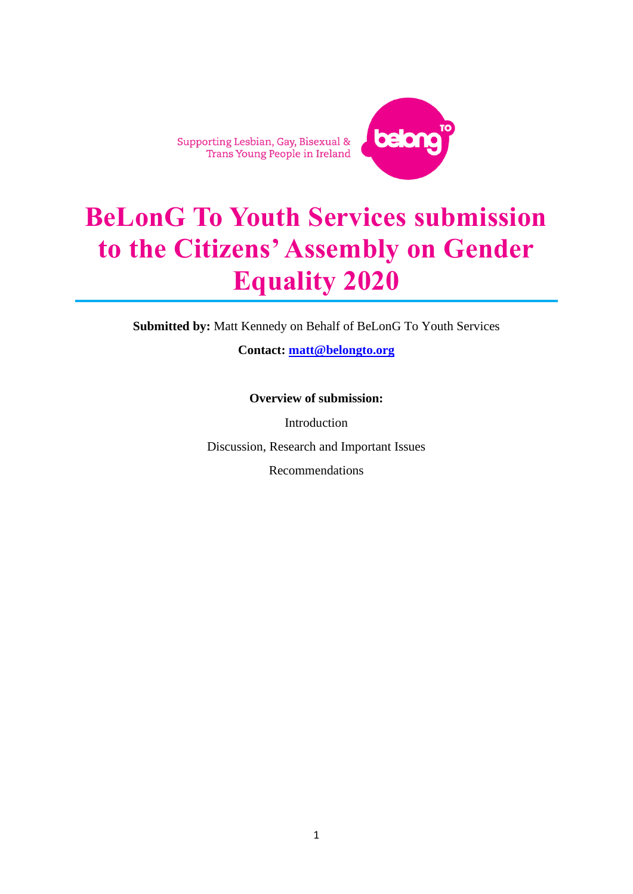Supporting Lesbian, Gay, Bisexual & Trans Young People in Ireland

# BeLonG To Youth Services submission to the Citizens' Assembly on Gender Equality 2020

**Submitted by:** Matt Kennedy on Behalf of BeLonG To Youth Services

**Contact:** **matt@belongto.org**

**Overview of submission:**

Introduction

Discussion, Research and Important Issues

Recommendations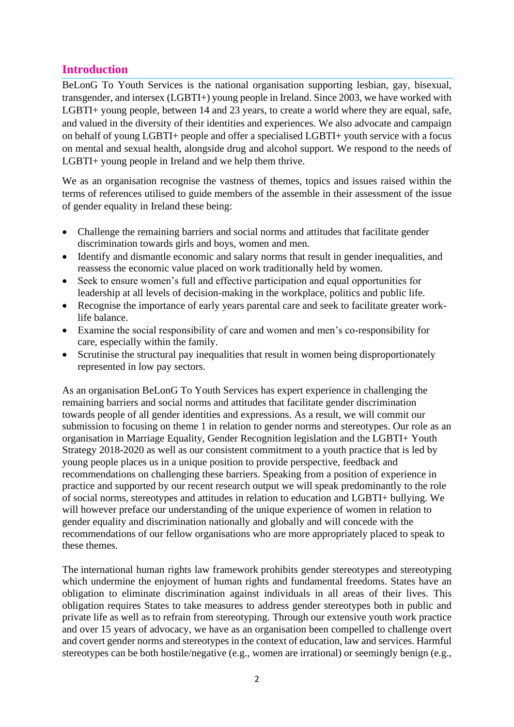## Introduction

BeLonG To Youth Services is the national organisation supporting lesbian, gay, bisexual, transgender, and intersex (LGBTI+) young people in Ireland. Since 2003, we have worked with LGBTI+ young people, between 14 and 23 years, to create a world where they are equal, safe, and valued in the diversity of their identities and experiences. We also advocate and campaign on behalf of young LGBTI+ people and offer a specialised LGBTI+ youth service with a focus on mental and sexual health, alongside drug and alcohol support. We respond to the needs of LGBTI+ young people in Ireland and we help them thrive.

We as an organisation recognise the vastness of themes, topics and issues raised within the terms of references utilised to guide members of the assemble in their assessment of the issue of gender equality in Ireland these being:

- Challenge the remaining barriers and social norms and attitudes that facilitate gender discrimination towards girls and boys, women and men.
- Identify and dismantle economic and salary norms that result in gender inequalities, and reassess the economic value placed on work traditionally held by women.
- Seek to ensure women's full and effective participation and equal opportunities for leadership at all levels of decision-making in the workplace, politics and public life.
- Recognise the importance of early years parental care and seek to facilitate greater work-life balance.
- Examine the social responsibility of care and women and men's co-responsibility for care, especially within the family.
- Scrutinise the structural pay inequalities that result in women being disproportionately represented in low pay sectors.

As an organisation BeLonG To Youth Services has expert experience in challenging the remaining barriers and social norms and attitudes that facilitate gender discrimination towards people of all gender identities and expressions. As a result, we will commit our submission to focusing on theme 1 in relation to gender norms and stereotypes. Our role as an organisation in Marriage Equality, Gender Recognition legislation and the LGBTI+ Youth Strategy 2018-2020 as well as our consistent commitment to a youth practice that is led by young people places us in a unique position to provide perspective, feedback and recommendations on challenging these barriers. Speaking from a position of experience in practice and supported by our recent research output we will speak predominantly to the role of social norms, stereotypes and attitudes in relation to education and LGBTI+ bullying. We will however preface our understanding of the unique experience of women in relation to gender equality and discrimination nationally and globally and will concede with the recommendations of our fellow organisations who are more appropriately placed to speak to these themes.

The international human rights law framework prohibits gender stereotypes and stereotyping which undermine the enjoyment of human rights and fundamental freedoms. States have an obligation to eliminate discrimination against individuals in all areas of their lives. This obligation requires States to take measures to address gender stereotypes both in public and private life as well as to refrain from stereotyping. Through our extensive youth work practice and over 15 years of advocacy, we have as an organisation been compelled to challenge overt and covert gender norms and stereotypes in the context of education, law and services. Harmful stereotypes can be both hostile/negative (e.g., women are irrational) or seemingly benign (e.g.,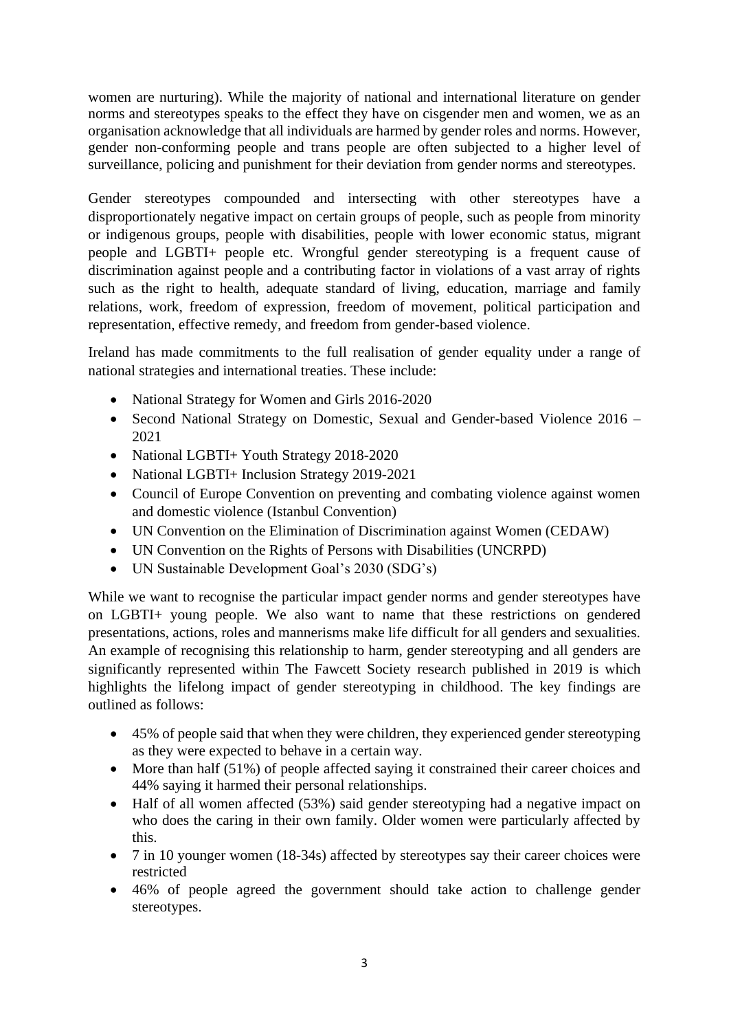women are nurturing). While the majority of national and international literature on gender norms and stereotypes speaks to the effect they have on cisgender men and women, we as an organisation acknowledge that all individuals are harmed by gender roles and norms. However, gender non-conforming people and trans people are often subjected to a higher level of surveillance, policing and punishment for their deviation from gender norms and stereotypes.

Gender stereotypes compounded and intersecting with other stereotypes have a disproportionately negative impact on certain groups of people, such as people from minority or indigenous groups, people with disabilities, people with lower economic status, migrant people and LGBTI+ people etc. Wrongful gender stereotyping is a frequent cause of discrimination against people and a contributing factor in violations of a vast array of rights such as the right to health, adequate standard of living, education, marriage and family relations, work, freedom of expression, freedom of movement, political participation and representation, effective remedy, and freedom from gender-based violence.

Ireland has made commitments to the full realisation of gender equality under a range of national strategies and international treaties. These include:

- National Strategy for Women and Girls 2016-2020
- Second National Strategy on Domestic, Sexual and Gender-based Violence 2016 – 2021
- National LGBTI+ Youth Strategy 2018-2020
- National LGBTI+ Inclusion Strategy 2019-2021
- Council of Europe Convention on preventing and combating violence against women and domestic violence (Istanbul Convention)
- UN Convention on the Elimination of Discrimination against Women (CEDAW)
- UN Convention on the Rights of Persons with Disabilities (UNCRPD)
- UN Sustainable Development Goal's 2030 (SDG's)

While we want to recognise the particular impact gender norms and gender stereotypes have on LGBTI+ young people. We also want to name that these restrictions on gendered presentations, actions, roles and mannerisms make life difficult for all genders and sexualities. An example of recognising this relationship to harm, gender stereotyping and all genders are significantly represented within The Fawcett Society research published in 2019 is which highlights the lifelong impact of gender stereotyping in childhood. The key findings are outlined as follows:

- 45% of people said that when they were children, they experienced gender stereotyping as they were expected to behave in a certain way.
- More than half (51%) of people affected saying it constrained their career choices and 44% saying it harmed their personal relationships.
- Half of all women affected (53%) said gender stereotyping had a negative impact on who does the caring in their own family. Older women were particularly affected by this.
- 7 in 10 younger women (18-34s) affected by stereotypes say their career choices were restricted
- 46% of people agreed the government should take action to challenge gender stereotypes.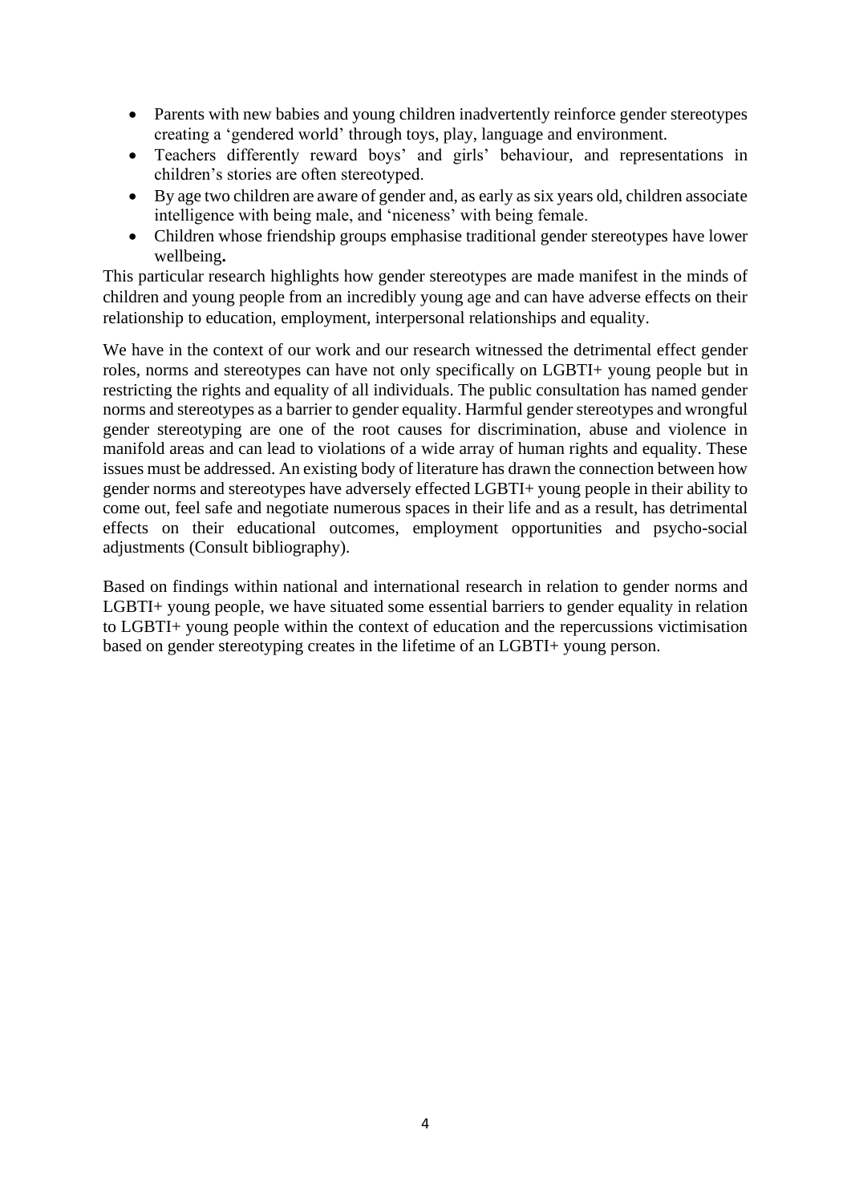- Parents with new babies and young children inadvertently reinforce gender stereotypes creating a 'gendered world' through toys, play, language and environment.
- Teachers differently reward boys' and girls' behaviour, and representations in children's stories are often stereotyped.
- By age two children are aware of gender and, as early as six years old, children associate intelligence with being male, and 'niceness' with being female.
- Children whose friendship groups emphasise traditional gender stereotypes have lower wellbeing**.**

This particular research highlights how gender stereotypes are made manifest in the minds of children and young people from an incredibly young age and can have adverse effects on their relationship to education, employment, interpersonal relationships and equality.

We have in the context of our work and our research witnessed the detrimental effect gender roles, norms and stereotypes can have not only specifically on LGBTI+ young people but in restricting the rights and equality of all individuals. The public consultation has named gender norms and stereotypes as a barrier to gender equality. Harmful gender stereotypes and wrongful gender stereotyping are one of the root causes for discrimination, abuse and violence in manifold areas and can lead to violations of a wide array of human rights and equality. These issues must be addressed. An existing body of literature has drawn the connection between how gender norms and stereotypes have adversely effected LGBTI+ young people in their ability to come out, feel safe and negotiate numerous spaces in their life and as a result, has detrimental effects on their educational outcomes, employment opportunities and psycho-social adjustments (Consult bibliography).

Based on findings within national and international research in relation to gender norms and LGBTI+ young people, we have situated some essential barriers to gender equality in relation to LGBTI+ young people within the context of education and the repercussions victimisation based on gender stereotyping creates in the lifetime of an LGBTI+ young person.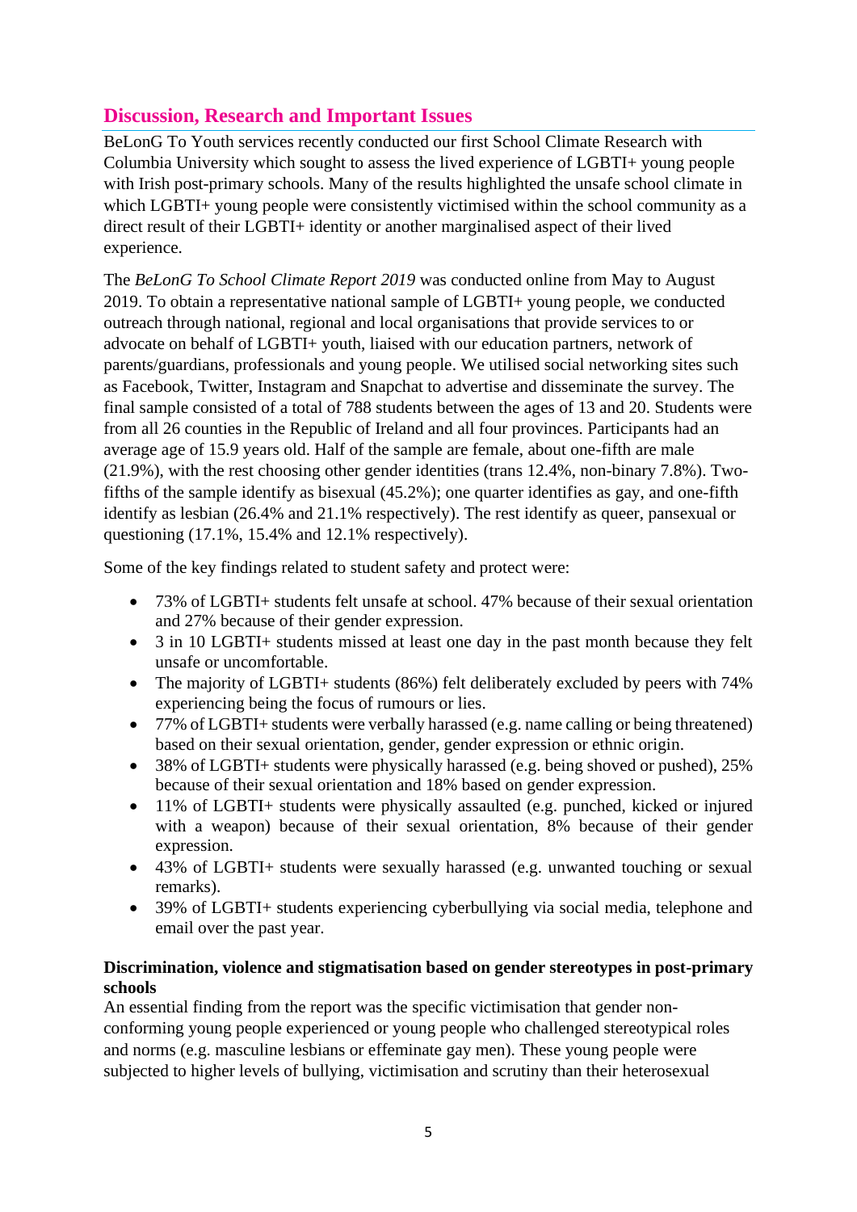## Discussion, Research and Important Issues

BeLonG To Youth services recently conducted our first School Climate Research with Columbia University which sought to assess the lived experience of LGBTI+ young people with Irish post-primary schools. Many of the results highlighted the unsafe school climate in which LGBTI+ young people were consistently victimised within the school community as a direct result of their LGBTI+ identity or another marginalised aspect of their lived experience.

The *BeLonG To School Climate Report 2019* was conducted online from May to August 2019. To obtain a representative national sample of LGBTI+ young people, we conducted outreach through national, regional and local organisations that provide services to or advocate on behalf of LGBTI+ youth, liaised with our education partners, network of parents/guardians, professionals and young people. We utilised social networking sites such as Facebook, Twitter, Instagram and Snapchat to advertise and disseminate the survey. The final sample consisted of a total of 788 students between the ages of 13 and 20. Students were from all 26 counties in the Republic of Ireland and all four provinces. Participants had an average age of 15.9 years old. Half of the sample are female, about one-fifth are male (21.9%), with the rest choosing other gender identities (trans 12.4%, non-binary 7.8%). Two-fifths of the sample identify as bisexual (45.2%); one quarter identifies as gay, and one-fifth identify as lesbian (26.4% and 21.1% respectively). The rest identify as queer, pansexual or questioning (17.1%, 15.4% and 12.1% respectively).

Some of the key findings related to student safety and protect were:

- 73% of LGBTI+ students felt unsafe at school. 47% because of their sexual orientation and 27% because of their gender expression.
- 3 in 10 LGBTI+ students missed at least one day in the past month because they felt unsafe or uncomfortable.
- The majority of LGBTI+ students (86%) felt deliberately excluded by peers with 74% experiencing being the focus of rumours or lies.
- 77% of LGBTI+ students were verbally harassed (e.g. name calling or being threatened) based on their sexual orientation, gender, gender expression or ethnic origin.
- 38% of LGBTI+ students were physically harassed (e.g. being shoved or pushed), 25% because of their sexual orientation and 18% based on gender expression.
- 11% of LGBTI+ students were physically assaulted (e.g. punched, kicked or injured with a weapon) because of their sexual orientation, 8% because of their gender expression.
- 43% of LGBTI+ students were sexually harassed (e.g. unwanted touching or sexual remarks).
- 39% of LGBTI+ students experiencing cyberbullying via social media, telephone and email over the past year.

**Discrimination, violence and stigmatisation based on gender stereotypes in post-primary schools**

An essential finding from the report was the specific victimisation that gender non-conforming young people experienced or young people who challenged stereotypical roles and norms (e.g. masculine lesbians or effeminate gay men). These young people were subjected to higher levels of bullying, victimisation and scrutiny than their heterosexual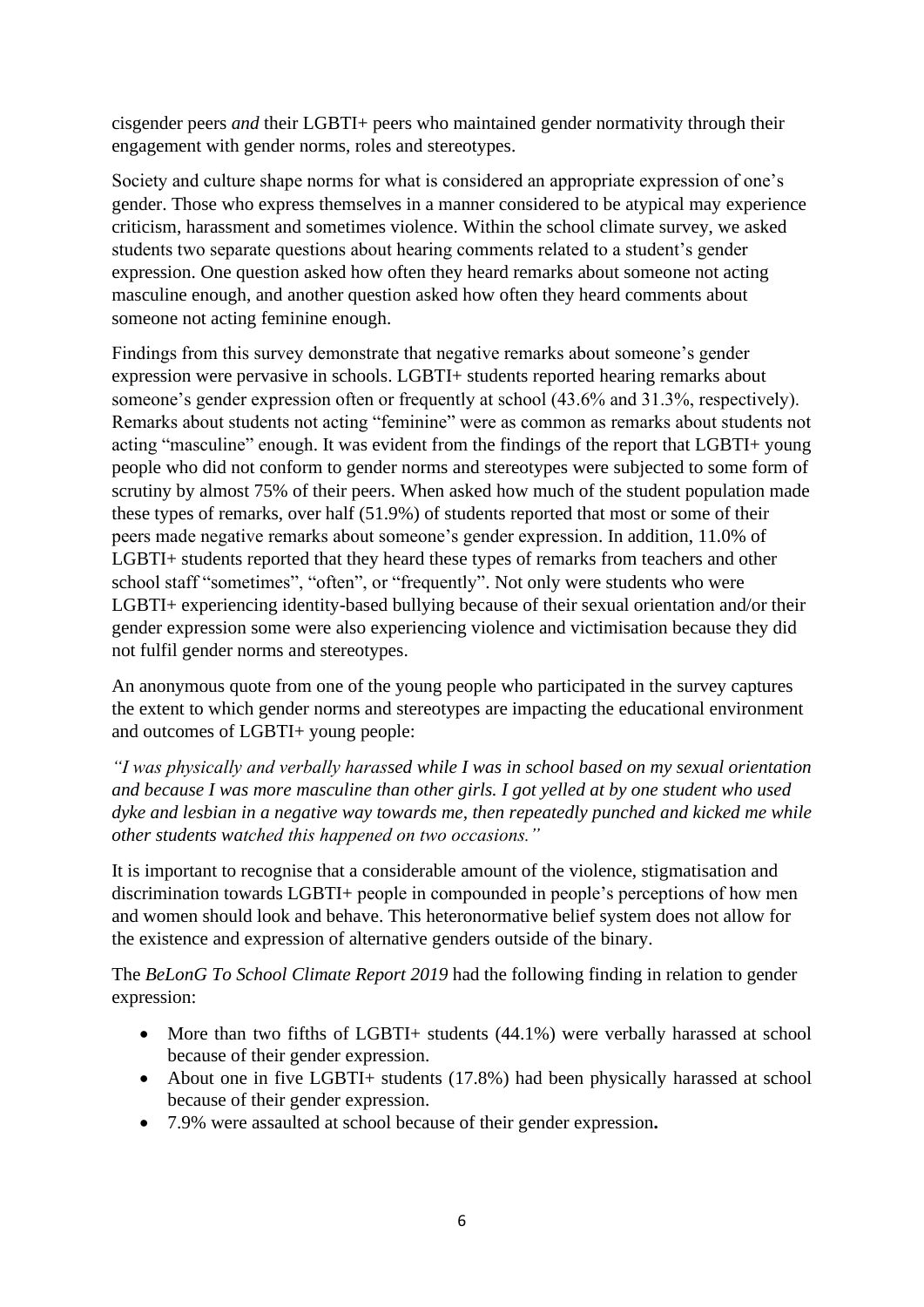cisgender peers *and* their LGBTI+ peers who maintained gender normativity through their engagement with gender norms, roles and stereotypes.

Society and culture shape norms for what is considered an appropriate expression of one's gender. Those who express themselves in a manner considered to be atypical may experience criticism, harassment and sometimes violence. Within the school climate survey, we asked students two separate questions about hearing comments related to a student's gender expression. One question asked how often they heard remarks about someone not acting masculine enough, and another question asked how often they heard comments about someone not acting feminine enough.

Findings from this survey demonstrate that negative remarks about someone's gender expression were pervasive in schools. LGBTI+ students reported hearing remarks about someone's gender expression often or frequently at school (43.6% and 31.3%, respectively). Remarks about students not acting "feminine" were as common as remarks about students not acting "masculine" enough. It was evident from the findings of the report that LGBTI+ young people who did not conform to gender norms and stereotypes were subjected to some form of scrutiny by almost 75% of their peers. When asked how much of the student population made these types of remarks, over half (51.9%) of students reported that most or some of their peers made negative remarks about someone's gender expression. In addition, 11.0% of LGBTI+ students reported that they heard these types of remarks from teachers and other school staff "sometimes", "often", or "frequently". Not only were students who were LGBTI+ experiencing identity-based bullying because of their sexual orientation and/or their gender expression some were also experiencing violence and victimisation because they did not fulfil gender norms and stereotypes.

An anonymous quote from one of the young people who participated in the survey captures the extent to which gender norms and stereotypes are impacting the educational environment and outcomes of LGBTI+ young people:

*"I was physically and verbally harassed while I was in school based on my sexual orientation and because I was more masculine than other girls. I got yelled at by one student who used dyke and lesbian in a negative way towards me, then repeatedly punched and kicked me while other students watched this happened on two occasions."*

It is important to recognise that a considerable amount of the violence, stigmatisation and discrimination towards LGBTI+ people in compounded in people's perceptions of how men and women should look and behave. This heteronormative belief system does not allow for the existence and expression of alternative genders outside of the binary.

The *BeLonG To School Climate Report 2019* had the following finding in relation to gender expression:

- More than two fifths of LGBTI+ students (44.1%) were verbally harassed at school because of their gender expression.
- About one in five LGBTI+ students (17.8%) had been physically harassed at school because of their gender expression.
- 7.9% were assaulted at school because of their gender expression**.**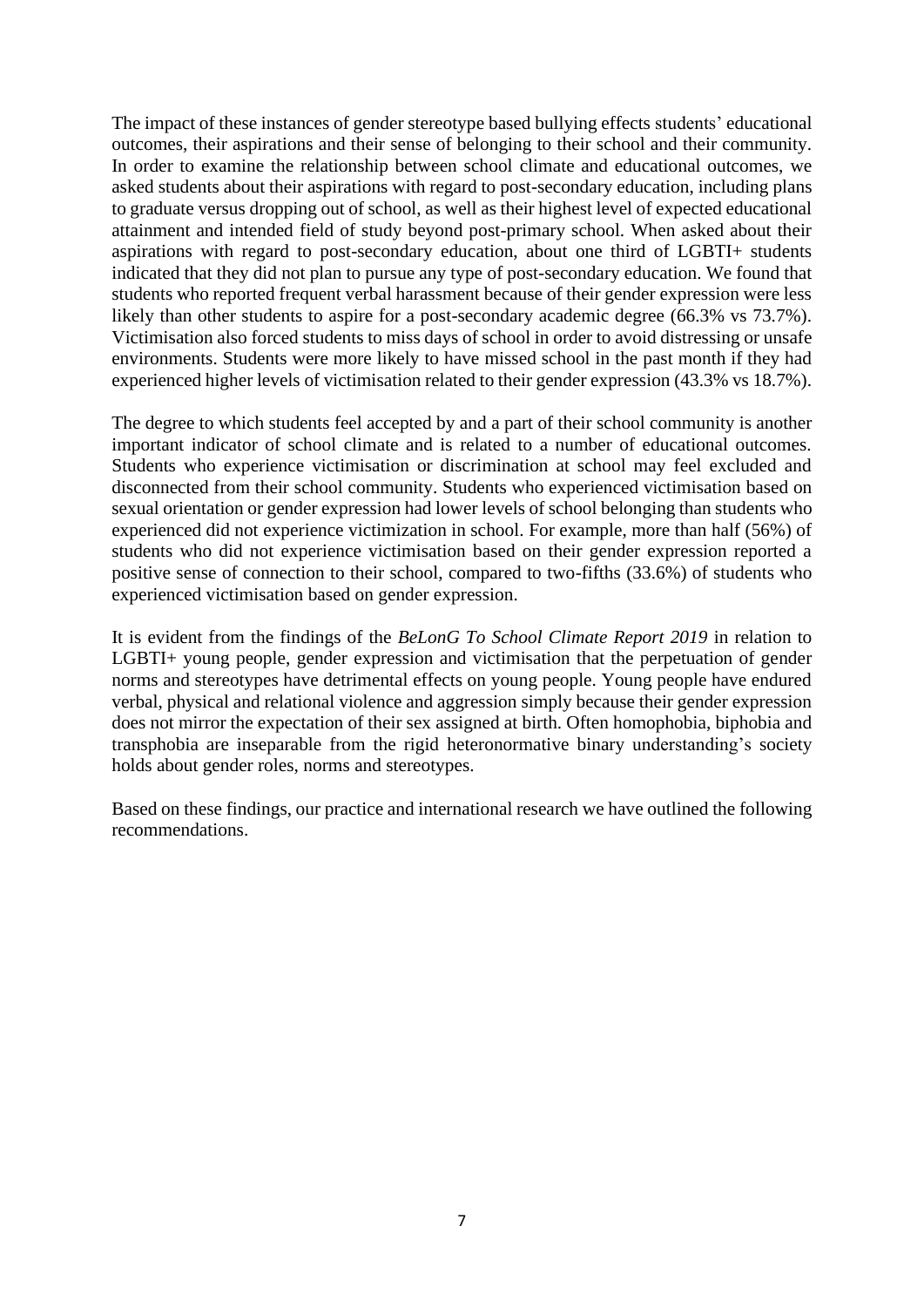The impact of these instances of gender stereotype based bullying effects students' educational outcomes, their aspirations and their sense of belonging to their school and their community. In order to examine the relationship between school climate and educational outcomes, we asked students about their aspirations with regard to post-secondary education, including plans to graduate versus dropping out of school, as well as their highest level of expected educational attainment and intended field of study beyond post-primary school. When asked about their aspirations with regard to post-secondary education, about one third of LGBTI+ students indicated that they did not plan to pursue any type of post-secondary education. We found that students who reported frequent verbal harassment because of their gender expression were less likely than other students to aspire for a post-secondary academic degree (66.3% vs 73.7%). Victimisation also forced students to miss days of school in order to avoid distressing or unsafe environments. Students were more likely to have missed school in the past month if they had experienced higher levels of victimisation related to their gender expression (43.3% vs 18.7%).

The degree to which students feel accepted by and a part of their school community is another important indicator of school climate and is related to a number of educational outcomes. Students who experience victimisation or discrimination at school may feel excluded and disconnected from their school community. Students who experienced victimisation based on sexual orientation or gender expression had lower levels of school belonging than students who experienced did not experience victimization in school. For example, more than half (56%) of students who did not experience victimisation based on their gender expression reported a positive sense of connection to their school, compared to two-fifths (33.6%) of students who experienced victimisation based on gender expression.

It is evident from the findings of the *BeLonG To School Climate Report 2019* in relation to LGBTI+ young people, gender expression and victimisation that the perpetuation of gender norms and stereotypes have detrimental effects on young people. Young people have endured verbal, physical and relational violence and aggression simply because their gender expression does not mirror the expectation of their sex assigned at birth. Often homophobia, biphobia and transphobia are inseparable from the rigid heteronormative binary understanding's society holds about gender roles, norms and stereotypes.

Based on these findings, our practice and international research we have outlined the following recommendations.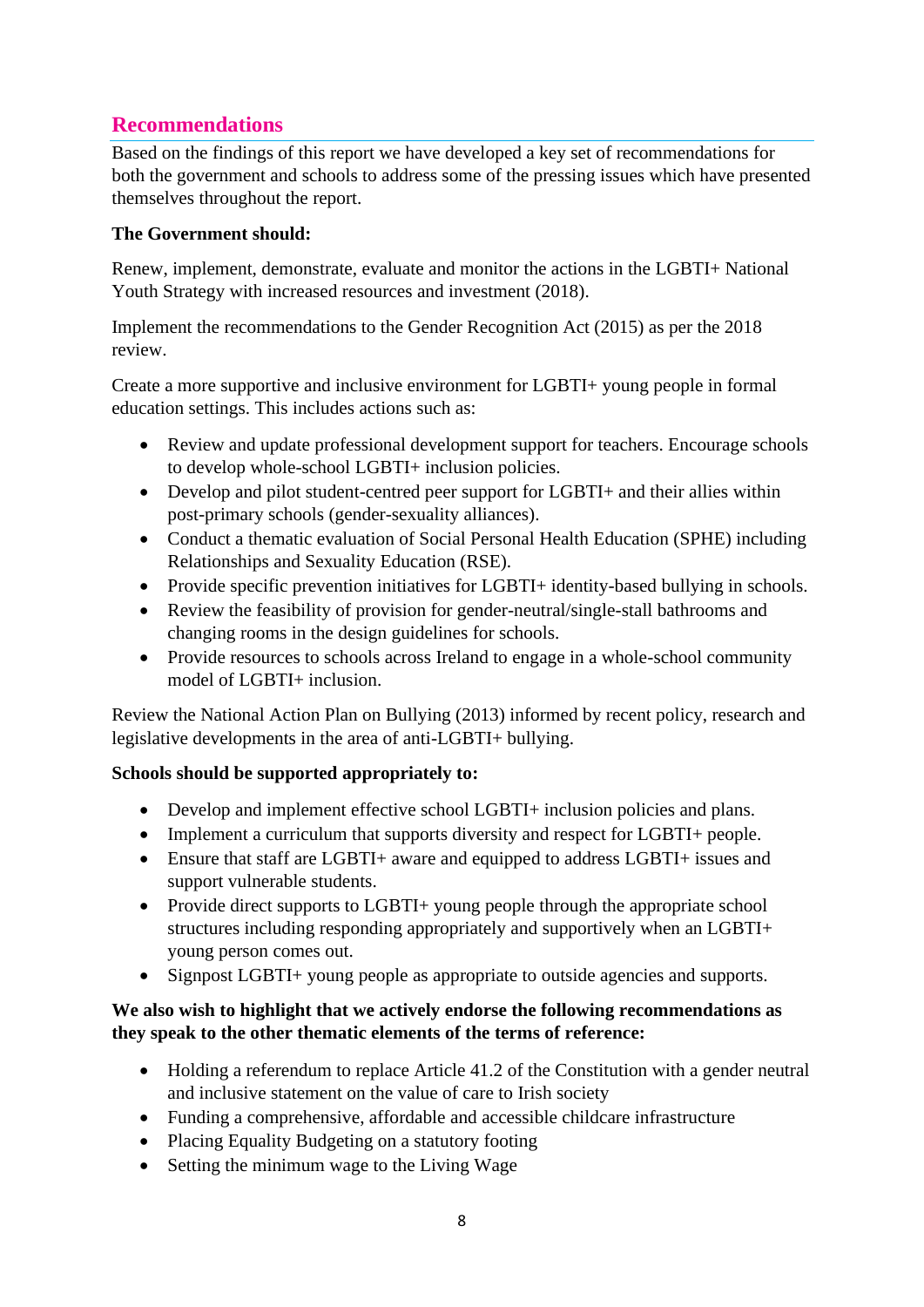## Recommendations

Based on the findings of this report we have developed a key set of recommendations for both the government and schools to address some of the pressing issues which have presented themselves throughout the report.

**The Government should:**

Renew, implement, demonstrate, evaluate and monitor the actions in the LGBTI+ National Youth Strategy with increased resources and investment (2018).

Implement the recommendations to the Gender Recognition Act (2015) as per the 2018 review.

Create a more supportive and inclusive environment for LGBTI+ young people in formal education settings. This includes actions such as:

- Review and update professional development support for teachers. Encourage schools to develop whole-school LGBTI+ inclusion policies.
- Develop and pilot student-centred peer support for LGBTI+ and their allies within post-primary schools (gender-sexuality alliances).
- Conduct a thematic evaluation of Social Personal Health Education (SPHE) including Relationships and Sexuality Education (RSE).
- Provide specific prevention initiatives for LGBTI+ identity-based bullying in schools.
- Review the feasibility of provision for gender-neutral/single-stall bathrooms and changing rooms in the design guidelines for schools.
- Provide resources to schools across Ireland to engage in a whole-school community model of LGBTI+ inclusion.

Review the National Action Plan on Bullying (2013) informed by recent policy, research and legislative developments in the area of anti-LGBTI+ bullying.

**Schools should be supported appropriately to:**

- Develop and implement effective school LGBTI+ inclusion policies and plans.
- Implement a curriculum that supports diversity and respect for LGBTI+ people.
- Ensure that staff are LGBTI+ aware and equipped to address LGBTI+ issues and support vulnerable students.
- Provide direct supports to LGBTI+ young people through the appropriate school structures including responding appropriately and supportively when an LGBTI+ young person comes out.
- Signpost LGBTI+ young people as appropriate to outside agencies and supports.

**We also wish to highlight that we actively endorse the following recommendations as they speak to the other thematic elements of the terms of reference:**

- Holding a referendum to replace Article 41.2 of the Constitution with a gender neutral and inclusive statement on the value of care to Irish society
- Funding a comprehensive, affordable and accessible childcare infrastructure
- Placing Equality Budgeting on a statutory footing
- Setting the minimum wage to the Living Wage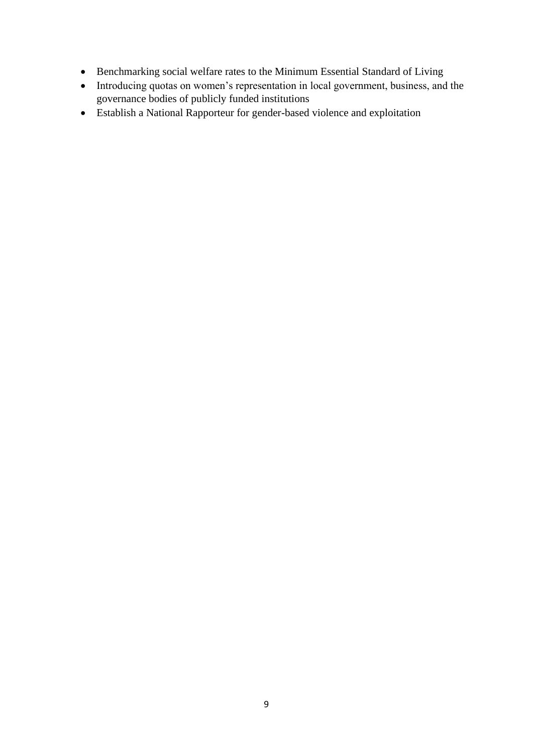- Benchmarking social welfare rates to the Minimum Essential Standard of Living
- Introducing quotas on women's representation in local government, business, and the governance bodies of publicly funded institutions
- Establish a National Rapporteur for gender-based violence and exploitation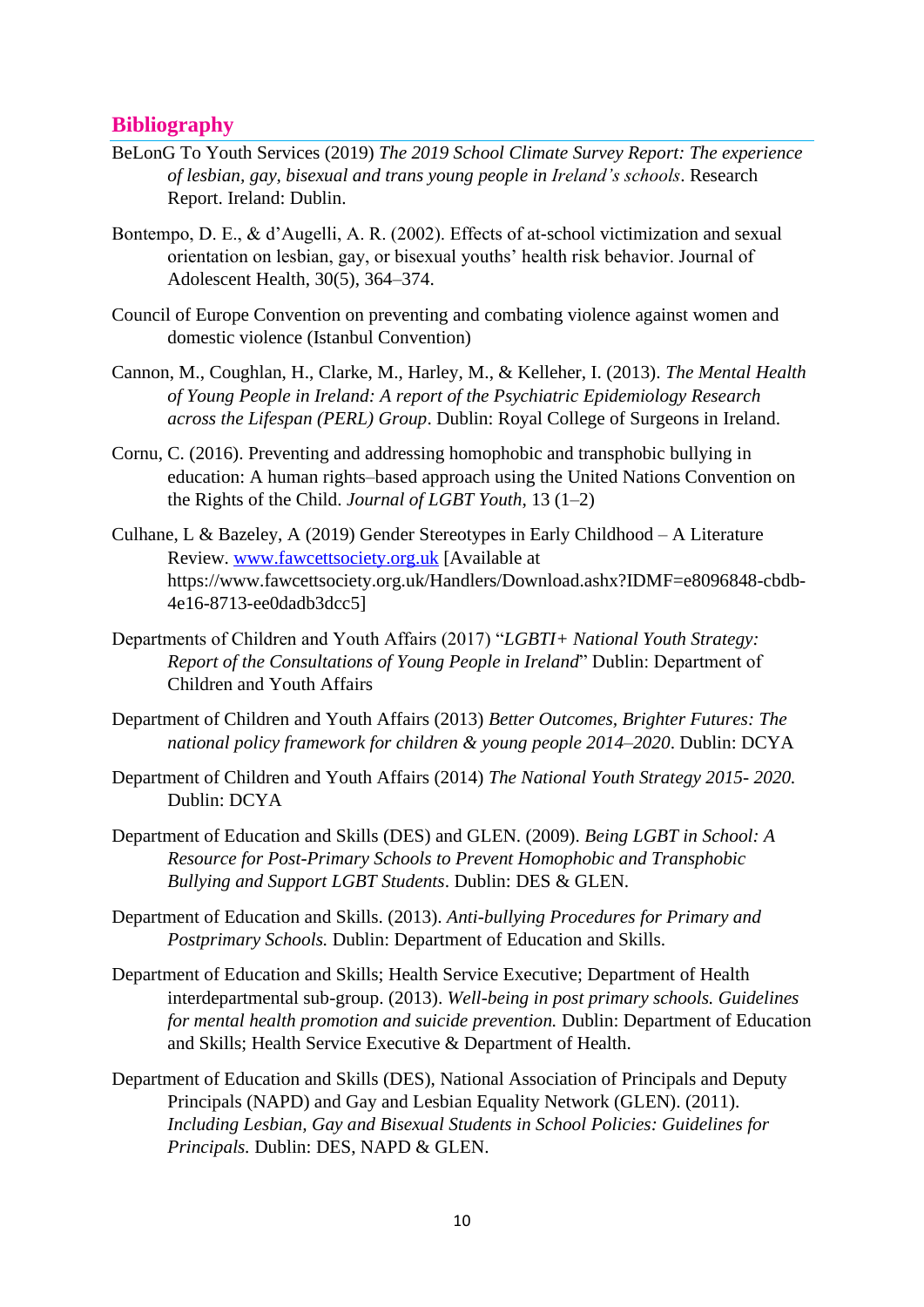## Bibliography

BeLonG To Youth Services (2019) *The 2019 School Climate Survey Report: The experience of lesbian, gay, bisexual and trans young people in Ireland's schools*. Research Report. Ireland: Dublin.

Bontempo, D. E., & d'Augelli, A. R. (2002). Effects of at-school victimization and sexual orientation on lesbian, gay, or bisexual youths' health risk behavior. Journal of Adolescent Health, 30(5), 364–374.

Council of Europe Convention on preventing and combating violence against women and domestic violence (Istanbul Convention)

Cannon, M., Coughlan, H., Clarke, M., Harley, M., & Kelleher, I. (2013). *The Mental Health of Young People in Ireland: A report of the Psychiatric Epidemiology Research across the Lifespan (PERL) Group*. Dublin: Royal College of Surgeons in Ireland.

Cornu, C. (2016). Preventing and addressing homophobic and transphobic bullying in education: A human rights–based approach using the United Nations Convention on the Rights of the Child. *Journal of LGBT Youth*, 13 (1–2)

Culhane, L & Bazeley, A (2019) Gender Stereotypes in Early Childhood – A Literature Review. [www.fawcettsociety.org.uk](www.fawcettsociety.org.uk) [Available at https://www.fawcettsociety.org.uk/Handlers/Download.ashx?IDMF=e8096848-cbdb-4e16-8713-ee0dadb3dcc5]

Departments of Children and Youth Affairs (2017) "*LGBTI+ National Youth Strategy: Report of the Consultations of Young People in Ireland*" Dublin: Department of Children and Youth Affairs

Department of Children and Youth Affairs (2013) *Better Outcomes, Brighter Futures: The national policy framework for children & young people 2014–2020*. Dublin: DCYA

Department of Children and Youth Affairs (2014) *The National Youth Strategy 2015- 2020.* Dublin: DCYA

Department of Education and Skills (DES) and GLEN. (2009). *Being LGBT in School: A Resource for Post-Primary Schools to Prevent Homophobic and Transphobic Bullying and Support LGBT Students*. Dublin: DES & GLEN.

Department of Education and Skills. (2013). *Anti-bullying Procedures for Primary and Postprimary Schools.* Dublin: Department of Education and Skills.

Department of Education and Skills; Health Service Executive; Department of Health interdepartmental sub-group. (2013). *Well-being in post primary schools. Guidelines for mental health promotion and suicide prevention.* Dublin: Department of Education and Skills; Health Service Executive & Department of Health.

Department of Education and Skills (DES), National Association of Principals and Deputy Principals (NAPD) and Gay and Lesbian Equality Network (GLEN). (2011). *Including Lesbian, Gay and Bisexual Students in School Policies: Guidelines for Principals.* Dublin: DES, NAPD & GLEN.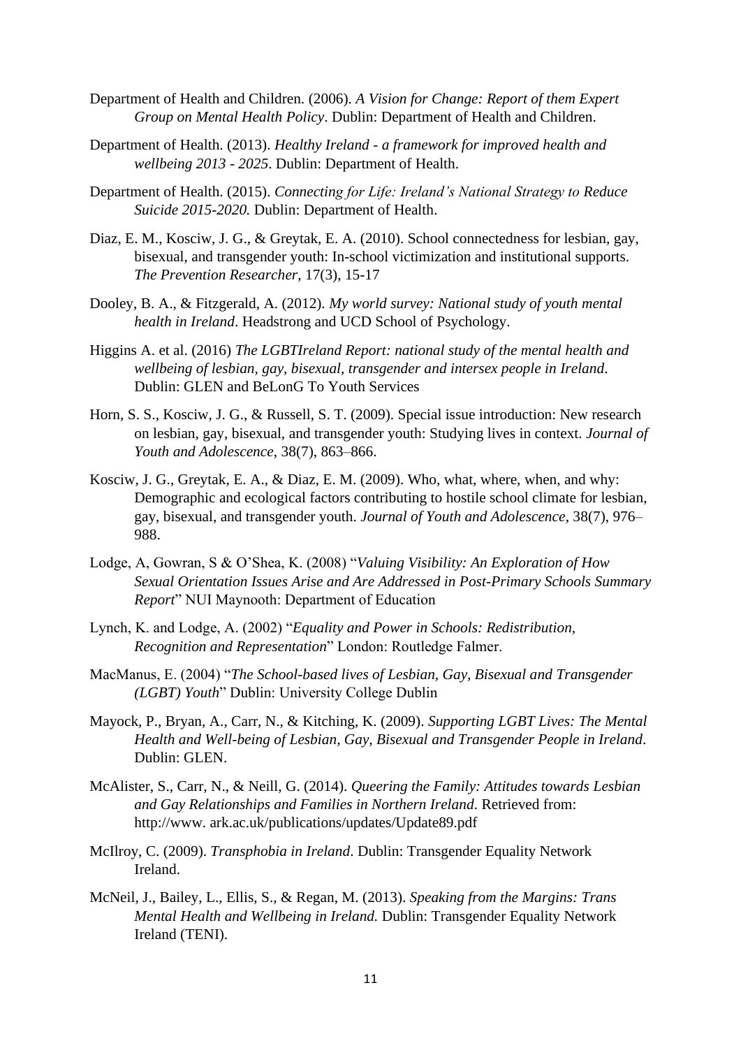Department of Health and Children. (2006). *A Vision for Change: Report of them Expert Group on Mental Health Policy*. Dublin: Department of Health and Children.

Department of Health. (2013). *Healthy Ireland - a framework for improved health and wellbeing 2013 - 2025*. Dublin: Department of Health.

Department of Health. (2015). *Connecting for Life: Ireland's National Strategy to Reduce Suicide 2015-2020.* Dublin: Department of Health.

Diaz, E. M., Kosciw, J. G., & Greytak, E. A. (2010). School connectedness for lesbian, gay, bisexual, and transgender youth: In-school victimization and institutional supports. *The Prevention Researcher*, 17(3), 15-17

Dooley, B. A., & Fitzgerald, A. (2012). *My world survey: National study of youth mental health in Ireland*. Headstrong and UCD School of Psychology.

Higgins A. et al. (2016) *The LGBTIreland Report: national study of the mental health and wellbeing of lesbian, gay, bisexual, transgender and intersex people in Ireland*. Dublin: GLEN and BeLonG To Youth Services

Horn, S. S., Kosciw, J. G., & Russell, S. T. (2009). Special issue introduction: New research on lesbian, gay, bisexual, and transgender youth: Studying lives in context. *Journal of Youth and Adolescence*, 38(7), 863–866.

Kosciw, J. G., Greytak, E. A., & Diaz, E. M. (2009). Who, what, where, when, and why: Demographic and ecological factors contributing to hostile school climate for lesbian, gay, bisexual, and transgender youth. *Journal of Youth and Adolescence*, 38(7), 976–988.

Lodge, A, Gowran, S & O'Shea, K. (2008) "*Valuing Visibility: An Exploration of How Sexual Orientation Issues Arise and Are Addressed in Post-Primary Schools Summary Report*" NUI Maynooth: Department of Education

Lynch, K. and Lodge, A. (2002) "*Equality and Power in Schools: Redistribution, Recognition and Representation*" London: Routledge Falmer.

MacManus, E. (2004) "*The School-based lives of Lesbian, Gay, Bisexual and Transgender (LGBT) Youth*" Dublin: University College Dublin

Mayock, P., Bryan, A., Carr, N., & Kitching, K. (2009). *Supporting LGBT Lives: The Mental Health and Well-being of Lesbian, Gay, Bisexual and Transgender People in Ireland*. Dublin: GLEN.

McAlister, S., Carr, N., & Neill, G. (2014). *Queering the Family: Attitudes towards Lesbian and Gay Relationships and Families in Northern Ireland*. Retrieved from: http://www. ark.ac.uk/publications/updates/Update89.pdf

McIlroy, C. (2009). *Transphobia in Ireland*. Dublin: Transgender Equality Network Ireland.

McNeil, J., Bailey, L., Ellis, S., & Regan, M. (2013). *Speaking from the Margins: Trans Mental Health and Wellbeing in Ireland.* Dublin: Transgender Equality Network Ireland (TENI).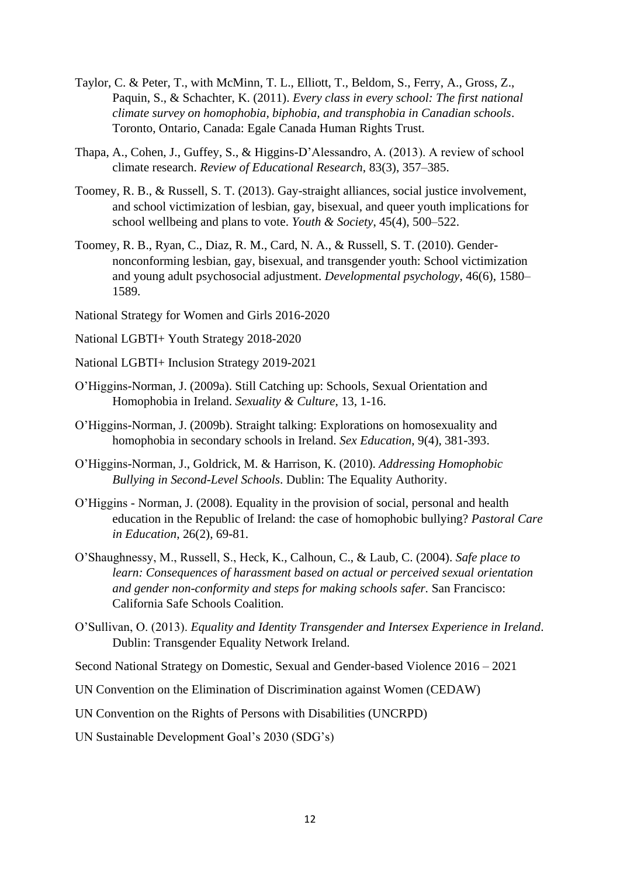Taylor, C. & Peter, T., with McMinn, T. L., Elliott, T., Beldom, S., Ferry, A., Gross, Z., Paquin, S., & Schachter, K. (2011). *Every class in every school: The first national climate survey on homophobia, biphobia, and transphobia in Canadian schools*. Toronto, Ontario, Canada: Egale Canada Human Rights Trust.

Thapa, A., Cohen, J., Guffey, S., & Higgins-D'Alessandro, A. (2013). A review of school climate research. *Review of Educational Research*, 83(3), 357–385.

Toomey, R. B., & Russell, S. T. (2013). Gay-straight alliances, social justice involvement, and school victimization of lesbian, gay, bisexual, and queer youth implications for school wellbeing and plans to vote. *Youth & Society*, 45(4), 500–522.

Toomey, R. B., Ryan, C., Diaz, R. M., Card, N. A., & Russell, S. T. (2010). Gender-nonconforming lesbian, gay, bisexual, and transgender youth: School victimization and young adult psychosocial adjustment. *Developmental psychology*, 46(6), 1580–1589.

National Strategy for Women and Girls 2016-2020

National LGBTI+ Youth Strategy 2018-2020

National LGBTI+ Inclusion Strategy 2019-2021

O'Higgins-Norman, J. (2009a). Still Catching up: Schools, Sexual Orientation and Homophobia in Ireland. *Sexuality & Culture*, 13, 1-16.

O'Higgins-Norman, J. (2009b). Straight talking: Explorations on homosexuality and homophobia in secondary schools in Ireland. *Sex Education*, 9(4), 381-393.

O'Higgins-Norman, J., Goldrick, M. & Harrison, K. (2010). *Addressing Homophobic Bullying in Second-Level Schools*. Dublin: The Equality Authority.

O'Higgins - Norman, J. (2008). Equality in the provision of social, personal and health education in the Republic of Ireland: the case of homophobic bullying? *Pastoral Care in Education*, 26(2), 69-81.

O'Shaughnessy, M., Russell, S., Heck, K., Calhoun, C., & Laub, C. (2004). *Safe place to learn: Consequences of harassment based on actual or perceived sexual orientation and gender non-conformity and steps for making schools safer.* San Francisco: California Safe Schools Coalition.

O'Sullivan, O. (2013). *Equality and Identity Transgender and Intersex Experience in Ireland*. Dublin: Transgender Equality Network Ireland.

Second National Strategy on Domestic, Sexual and Gender-based Violence 2016 – 2021

UN Convention on the Elimination of Discrimination against Women (CEDAW)

UN Convention on the Rights of Persons with Disabilities (UNCRPD)

UN Sustainable Development Goal's 2030 (SDG's)